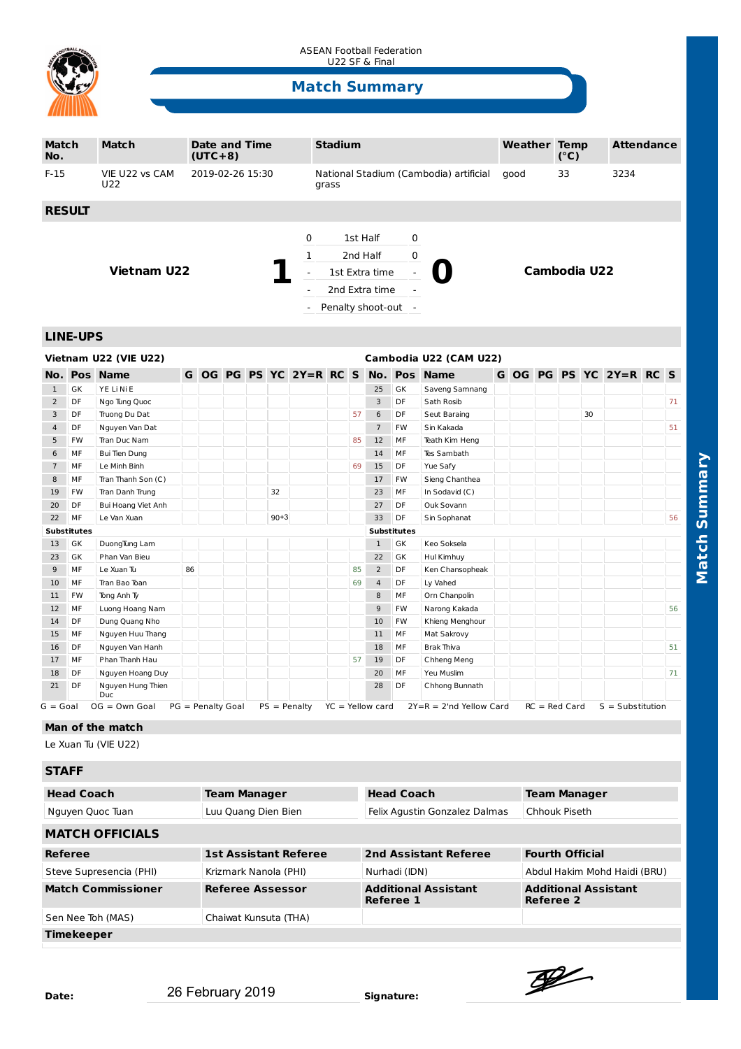ASEAN Football Federation
U22 SF & Final

# Match Summary

| Match No. | Match | Date and Time (UTC+8) | Stadium | Weather | Temp (°C) | Attendance |
|---|---|---|---|---|---|---|
| F-15 | VIE U22 vs CAM U22 | 2019-02-26 15:30 | National Stadium (Cambodia) artificial grass | good | 33 | 3234 |

## RESULT

**Vietnam U22** **1** – **0** **Cambodia U22**

| | | |
|---|---|---|
| 0 | 1st Half | 0 |
| 1 | 2nd Half | 0 |
| - | 1st Extra time | - |
| - | 2nd Extra time | - |
| - | Penalty shoot-out | - |

## LINE-UPS

### Vietnam U22 (VIE U22)

| No. | Pos | Name | G | OG | PG | PS | YC | 2Y=R | RC | S |
|---|---|---|---|---|---|---|---|---|---|---|
| 1 | GK | YE Li Ni E | | | | | | | | |
| 2 | DF | Ngo Tung Quoc | | | | | | | | |
| 3 | DF | Truong Du Dat | | | | | | | | 57 |
| 4 | DF | Nguyen Van Dat | | | | | | | | |
| 5 | FW | Tran Duc Nam | | | | | | | | 85 |
| 6 | MF | Bui Tien Dung | | | | | | | | |
| 7 | MF | Le Minh Binh | | | | | | | | 69 |
| 8 | MF | Tran Thanh Son (C) | | | | | | | | |
| 19 | FW | Tran Danh Trung | | | | | 32 | | | |
| 20 | DF | Bui Hoang Viet Anh | | | | | | | | |
| 22 | MF | Le Van Xuan | | | | | 90+3 | | | |
| **Substitutes** | | | | | | | | | | |
| 13 | GK | Duong Tung Lam | | | | | | | | |
| 23 | GK | Phan Van Bieu | | | | | | | | |
| 9 | MF | Le Xuan Tu | 86 | | | | | | | 85 |
| 10 | MF | Tran Bao Toan | | | | | | | | 69 |
| 11 | FW | Tong Anh Ty | | | | | | | | |
| 12 | MF | Luong Hoang Nam | | | | | | | | |
| 14 | DF | Dung Quang Nho | | | | | | | | |
| 15 | MF | Nguyen Huu Thang | | | | | | | | |
| 16 | DF | Nguyen Van Hanh | | | | | | | | |
| 17 | MF | Phan Thanh Hau | | | | | | | | 57 |
| 18 | DF | Nguyen Hoang Duy | | | | | | | | |
| 21 | DF | Nguyen Hung Thien Duc | | | | | | | | |

### Cambodia U22 (CAM U22)

| No. | Pos | Name | G | OG | PG | PS | YC | 2Y=R | RC | S |
|---|---|---|---|---|---|---|---|---|---|---|
| 25 | GK | Saveng Samnang | | | | | | | | |
| 3 | DF | Sath Rosib | | | | | | | | 71 |
| 6 | DF | Seut Baraing | | | | | 30 | | | |
| 7 | FW | Sin Kakada | | | | | | | | 51 |
| 12 | MF | Teath Kim Heng | | | | | | | | |
| 14 | MF | Tes Sambath | | | | | | | | |
| 15 | DF | Yue Safy | | | | | | | | |
| 17 | FW | Sieng Chanthea | | | | | | | | |
| 23 | MF | In Sodavid (C) | | | | | | | | |
| 27 | DF | Ouk Sovann | | | | | | | | |
| 33 | DF | Sin Sophanat | | | | | | | | 56 |
| **Substitutes** | | | | | | | | | | |
| 1 | GK | Keo Soksela | | | | | | | | |
| 22 | GK | Hul Kimhuy | | | | | | | | |
| 2 | DF | Ken Chansopheak | | | | | | | | |
| 4 | DF | Ly Vahed | | | | | | | | |
| 8 | MF | Orn Chanpolin | | | | | | | | |
| 9 | FW | Narong Kakada | | | | | | | | 56 |
| 10 | FW | Khieng Menghour | | | | | | | | |
| 11 | MF | Mat Sakrovy | | | | | | | | |
| 18 | MF | Brak Thiva | | | | | | | | 51 |
| 19 | DF | Chheng Meng | | | | | | | | |
| 20 | MF | Yeu Muslim | | | | | | | | 71 |
| 28 | DF | Chhong Bunnath | | | | | | | | |

G = Goal  OG = Own Goal  PG = Penalty Goal  PS = Penalty  YC = Yellow card  2Y=R = 2'nd Yellow Card  RC = Red Card  S = Substitution

### Man of the match

Le Xuan Tu (VIE U22)

## STAFF

| Head Coach | Team Manager | Head Coach | Team Manager |
|---|---|---|---|
| Nguyen Quoc Tuan | Luu Quang Dien Bien | Felix Agustin Gonzalez Dalmas | Chhouk Piseth |

## MATCH OFFICIALS

| Referee | 1st Assistant Referee | 2nd Assistant Referee | Fourth Official |
|---|---|---|---|
| Steve Supresencia (PHI) | Krizmark Nanola (PHI) | Nurhadi (IDN) | Abdul Hakim Mohd Haidi (BRU) |
| **Match Commissioner** | **Referee Assessor** | **Additional Assistant Referee 1** | **Additional Assistant Referee 2** |
| Sen Nee Toh (MAS) | Chaiwat Kunsuta (THA) | | |
| **Timekeeper** | | | |
| | | | |

**Date:** 26 February 2019  **Signature:**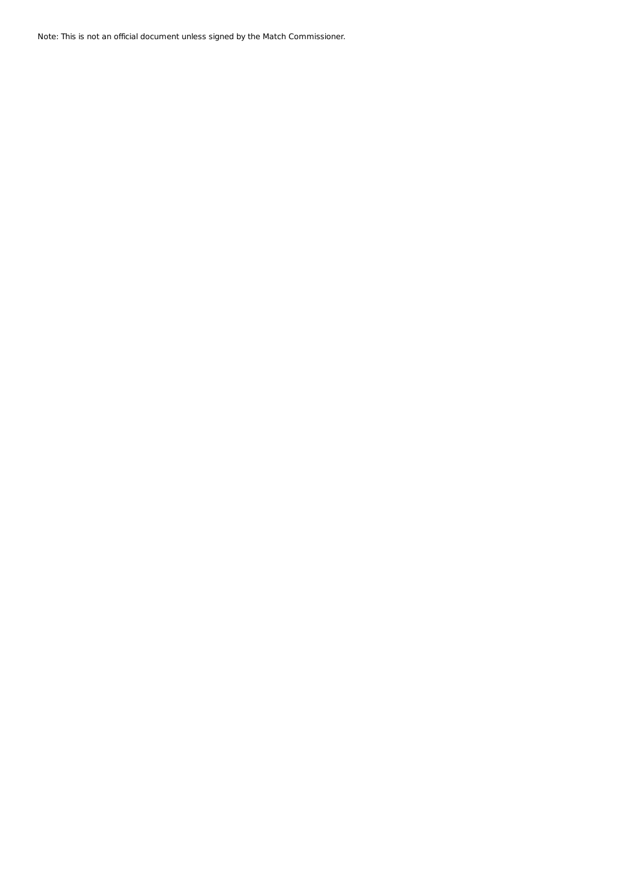Note: This is not an official document unless signed by the Match Commissioner.